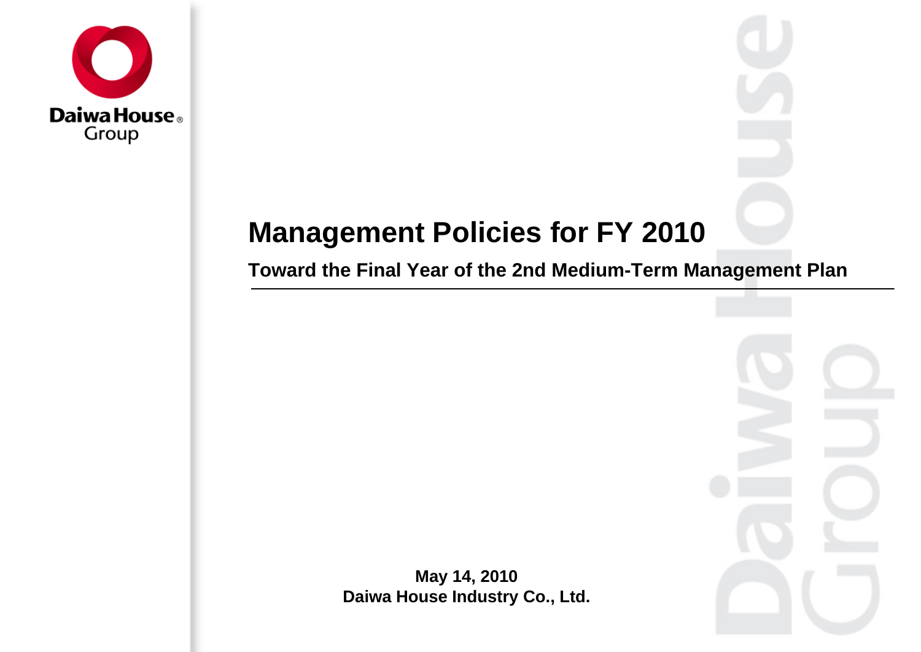# Management Policies for FY 2010

**Toward the Final Year of the 2nd Medium-Term Management Plan**

**May 14, 2010**
**Daiwa House Industry Co., Ltd.**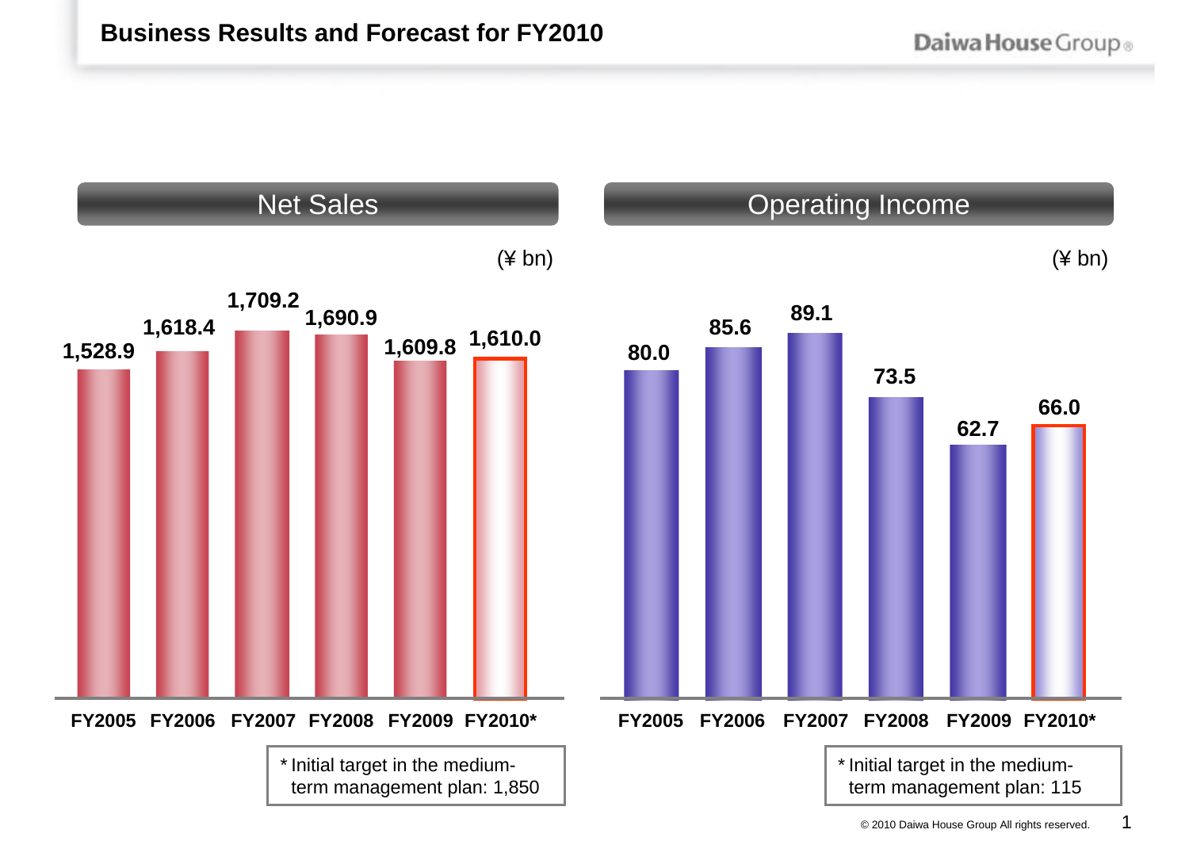# Business Results and Forecast for FY2010

## Net Sales

(¥ bn)

| | FY2005 | FY2006 | FY2007 | FY2008 | FY2009 | FY2010* |
|---|---|---|---|---|---|---|
| Net Sales | 1,528.9 | 1,618.4 | 1,709.2 | 1,690.9 | 1,609.8 | 1,610.0 |

\* Initial target in the medium-term management plan: 1,850

## Operating Income

(¥ bn)

| | FY2005 | FY2006 | FY2007 | FY2008 | FY2009 | FY2010* |
|---|---|---|---|---|---|---|
| Operating Income | 80.0 | 85.6 | 89.1 | 73.5 | 62.7 | 66.0 |

\* Initial target in the medium-term management plan: 115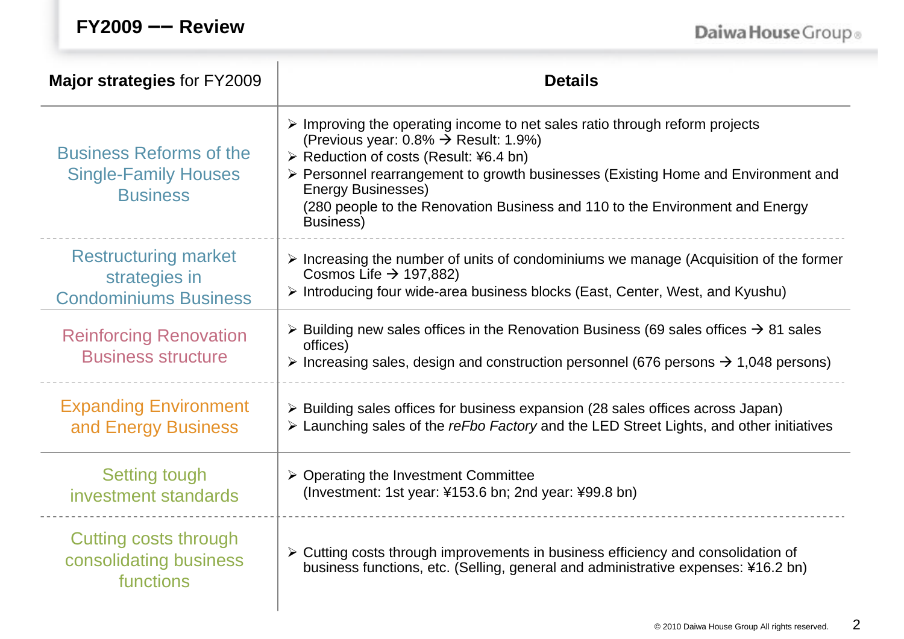# FY2009 –– Review

| **Major strategies** for FY2009 | **Details** |
| --- | --- |
| Business Reforms of the Single-Family Houses Business | ➢ Improving the operating income to net sales ratio through reform projects (Previous year: 0.8% → Result: 1.9%)<br>➢ Reduction of costs (Result: ¥6.4 bn)<br>➢ Personnel rearrangement to growth businesses (Existing Home and Environment and Energy Businesses) (280 people to the Renovation Business and 110 to the Environment and Energy Business) |
| Restructuring market strategies in Condominiums Business | ➢ Increasing the number of units of condominiums we manage (Acquisition of the former Cosmos Life → 197,882)<br>➢ Introducing four wide-area business blocks (East, Center, West, and Kyushu) |
| Reinforcing Renovation Business structure | ➢ Building new sales offices in the Renovation Business (69 sales offices → 81 sales offices)<br>➢ Increasing sales, design and construction personnel (676 persons → 1,048 persons) |
| Expanding Environment and Energy Business | ➢ Building sales offices for business expansion (28 sales offices across Japan)<br>➢ Launching sales of the *reFbo Factory* and the LED Street Lights, and other initiatives |
| Setting tough investment standards | ➢ Operating the Investment Committee (Investment: 1st year: ¥153.6 bn; 2nd year: ¥99.8 bn) |
| Cutting costs through consolidating business functions | ➢ Cutting costs through improvements in business efficiency and consolidation of business functions, etc. (Selling, general and administrative expenses: ¥16.2 bn) |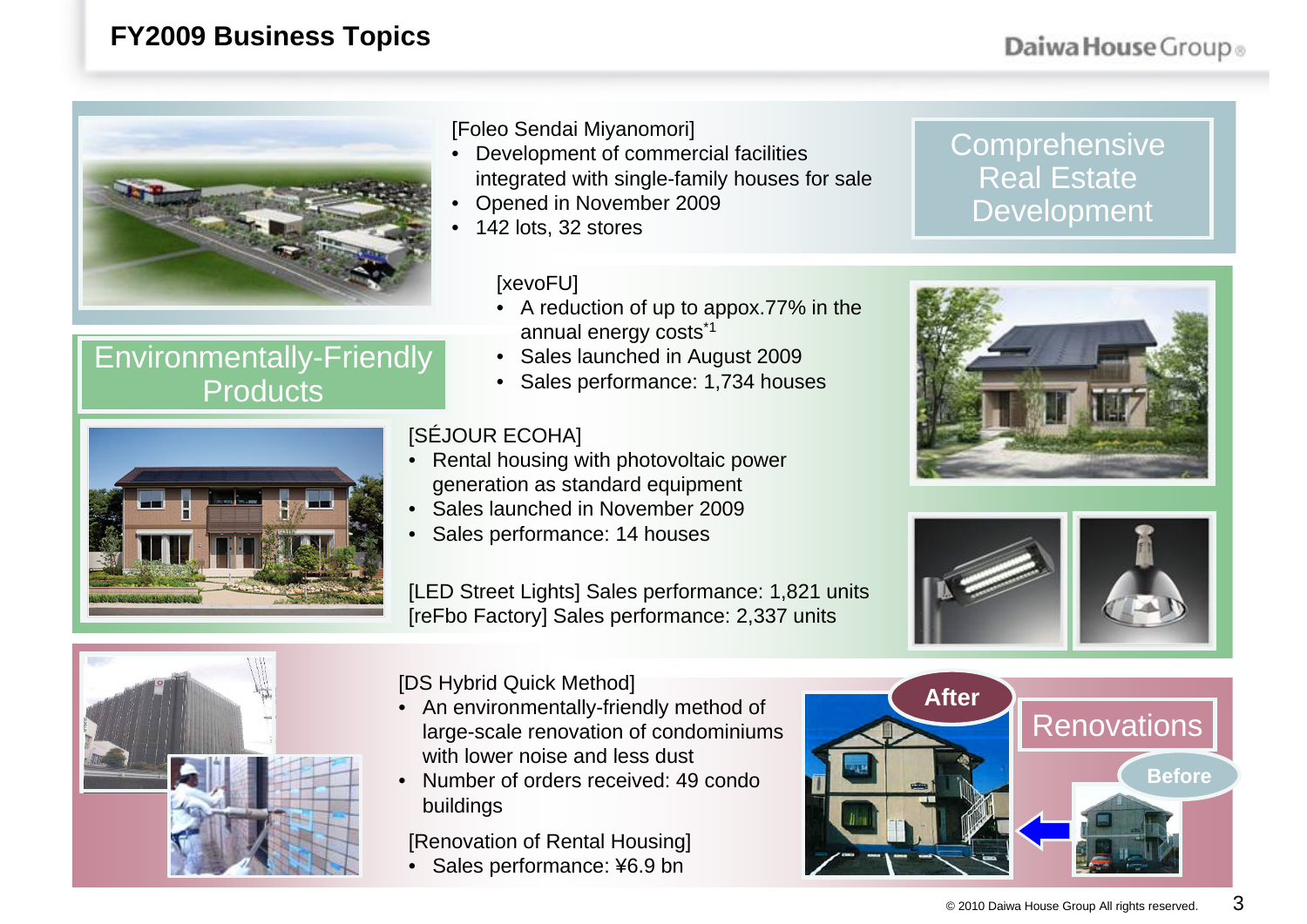# FY2009 Business Topics

## Comprehensive Real Estate Development

[Foleo Sendai Miyanomori]

- Development of commercial facilities integrated with single-family houses for sale
- Opened in November 2009
- 142 lots, 32 stores

## Environmentally-Friendly Products

[xevoFU]

- A reduction of up to appox.77% in the annual energy costs*1
- Sales launched in August 2009
- Sales performance: 1,734 houses

[SÉJOUR ECOHA]

- Rental housing with photovoltaic power generation as standard equipment
- Sales launched in November 2009
- Sales performance: 14 houses

[LED Street Lights] Sales performance: 1,821 units

[reFbo Factory] Sales performance: 2,337 units

## Renovations

[DS Hybrid Quick Method]

- An environmentally-friendly method of large-scale renovation of condominiums with lower noise and less dust
- Number of orders received: 49 condo buildings

[Renovation of Rental Housing]

- Sales performance: ¥6.9 bn

After

Before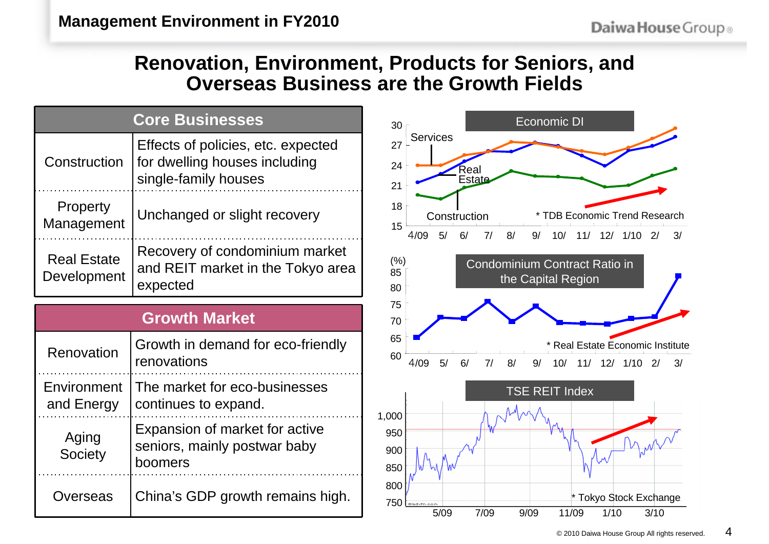# Management Environment in FY2010

## Renovation, Environment, Products for Seniors, and Overseas Business are the Growth Fields

| Core Businesses | |
|---|---|
| Construction | Effects of policies, etc. expected for dwelling houses including single-family houses |
| Property Management | Unchanged or slight recovery |
| Real Estate Development | Recovery of condominium market and REIT market in the Tokyo area expected |

| Growth Market | |
|---|---|
| Renovation | Growth in demand for eco-friendly renovations |
| Environment and Energy | The market for eco-businesses continues to expand. |
| Aging Society | Expansion of market for active seniors, mainly postwar baby boomers |
| Overseas | China's GDP growth remains high. |

**Economic DI**

Services / Real Estate / Construction

4/09 5/ 6/ 7/ 8/ 9/ 10/ 11/ 12/ 1/10 2/ 3/

* TDB Economic Trend Research

**Condominium Contract Ratio in the Capital Region**

(%)

4/09 5/ 6/ 7/ 8/ 9/ 10/ 11/ 12/ 1/10 2/ 3/

* Real Estate Economic Institute

**TSE REIT Index**

5/09 7/09 9/09 11/09 1/10 3/10

* Tokyo Stock Exchange

© 2010 Daiwa House Group All rights reserved.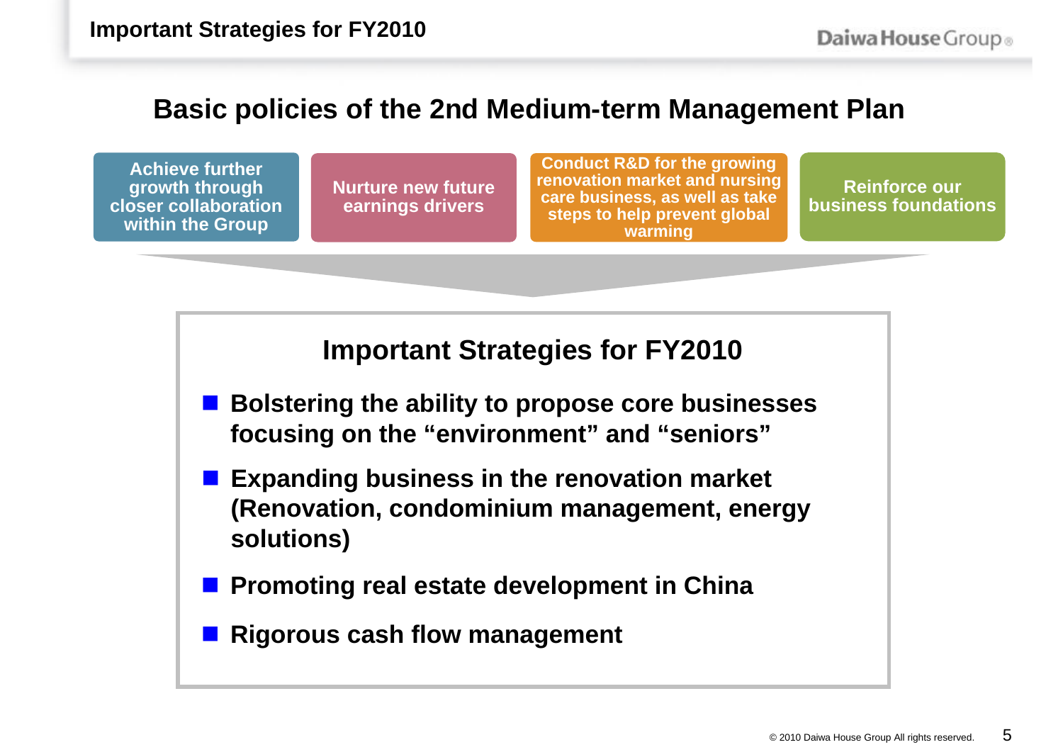# Important Strategies for FY2010

## Basic policies of the 2nd Medium-term Management Plan

- Achieve further growth through closer collaboration within the Group
- Nurture new future earnings drivers
- Conduct R&D for the growing renovation market and nursing care business, as well as take steps to help prevent global warming
- Reinforce our business foundations

## Important Strategies for FY2010

- **Bolstering the ability to propose core businesses focusing on the "environment" and "seniors"**
- **Expanding business in the renovation market (Renovation, condominium management, energy solutions)**
- **Promoting real estate development in China**
- **Rigorous cash flow management**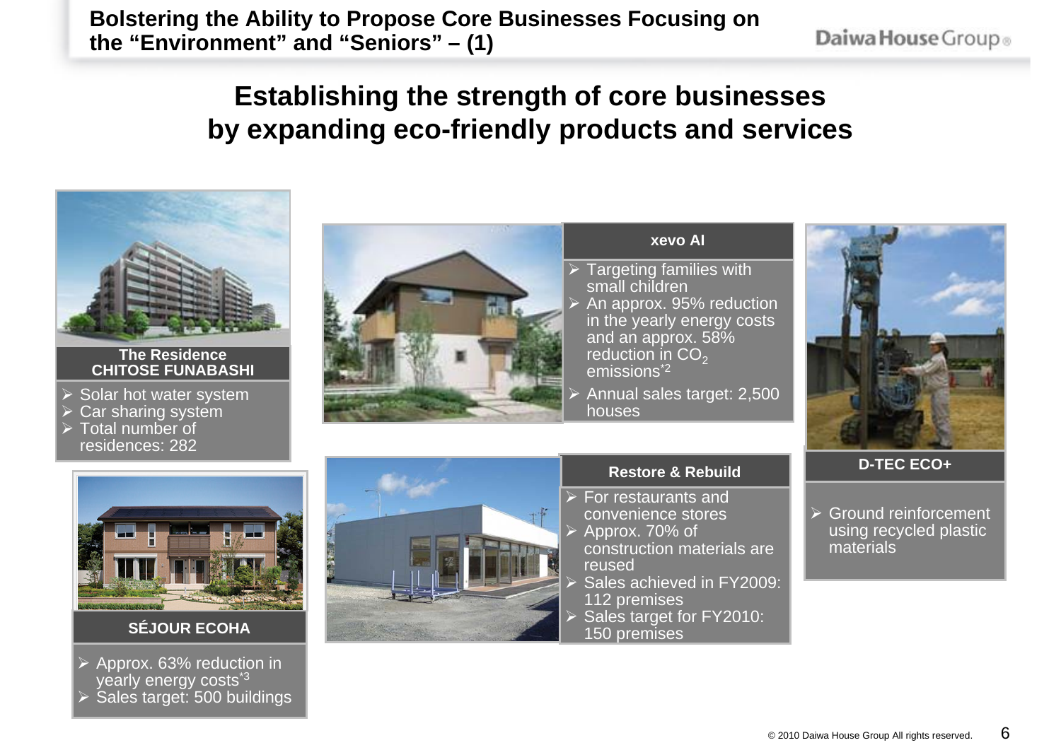# Bolstering the Ability to Propose Core Businesses Focusing on the "Environment" and "Seniors" – (1)

## Establishing the strength of core businesses by expanding eco-friendly products and services

### The Residence CHITOSE FUNABASHI

- Solar hot water system
- Car sharing system
- Total number of residences: 282

### xevo AI

- Targeting families with small children
- An approx. 95% reduction in the yearly energy costs and an approx. 58% reduction in $CO_2$ emissions*2
- Annual sales target: 2,500 houses

### D-TEC ECO+

- Ground reinforcement using recycled plastic materials

### SÉJOUR ECOHA

- Approx. 63% reduction in yearly energy costs*3
- Sales target: 500 buildings

### Restore & Rebuild

- For restaurants and convenience stores
- Approx. 70% of construction materials are reused
- Sales achieved in FY2009: 112 premises
- Sales target for FY2010: 150 premises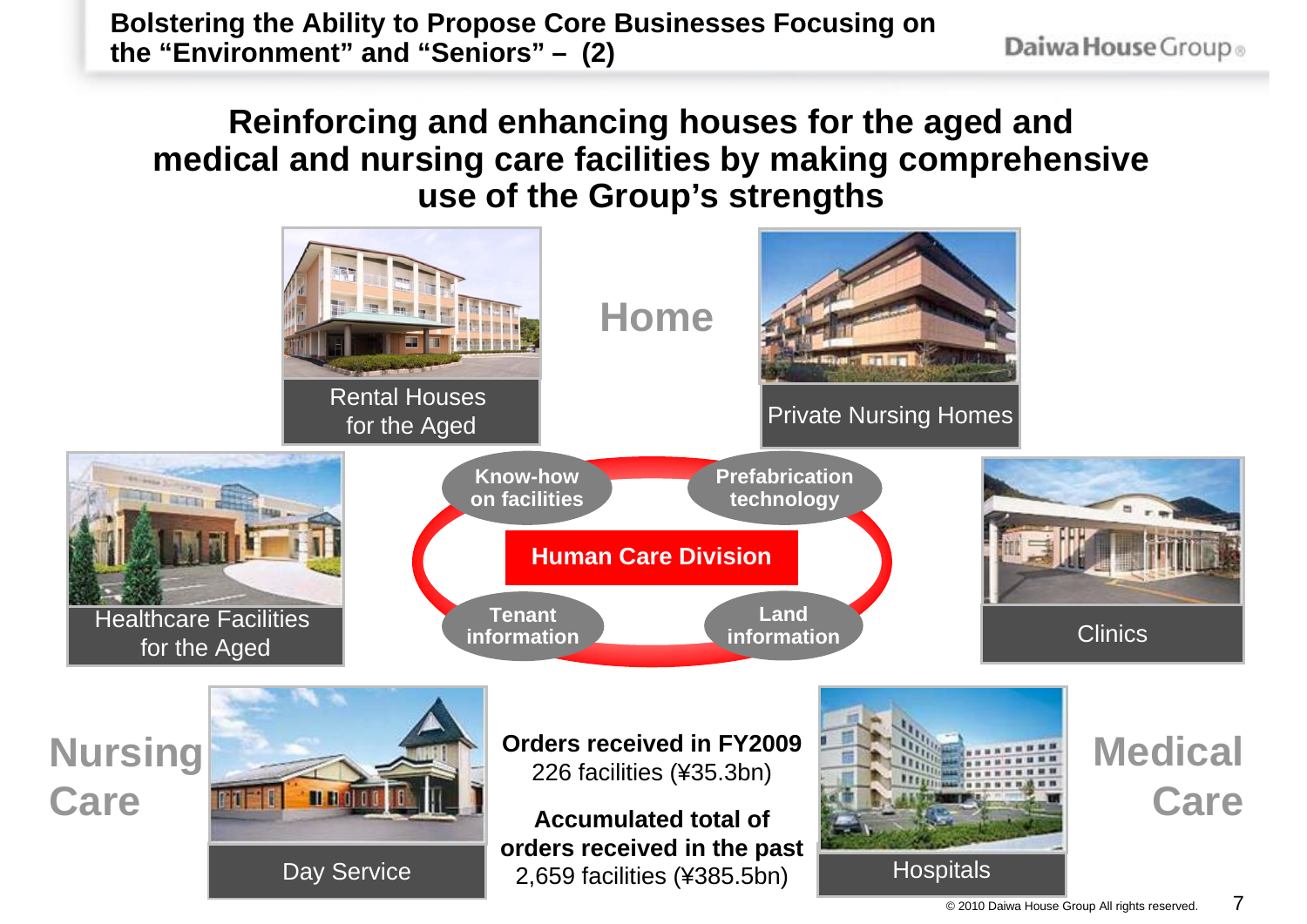# Bolstering the Ability to Propose Core Businesses Focusing on the "Environment" and "Seniors" – (2)

## Reinforcing and enhancing houses for the aged and medical and nursing care facilities by making comprehensive use of the Group's strengths

**Home**

- Rental Houses for the Aged
- Private Nursing Homes

**Human Care Division**

- Know-how on facilities
- Prefabrication technology
- Tenant information
- Land information

**Nursing Care**

- Healthcare Facilities for the Aged
- Day Service

**Medical Care**

- Clinics
- Hospitals

**Orders received in FY2009**
226 facilities (¥35.3bn)

**Accumulated total of orders received in the past**
2,659 facilities (¥385.5bn)

© 2010 Daiwa House Group All rights reserved.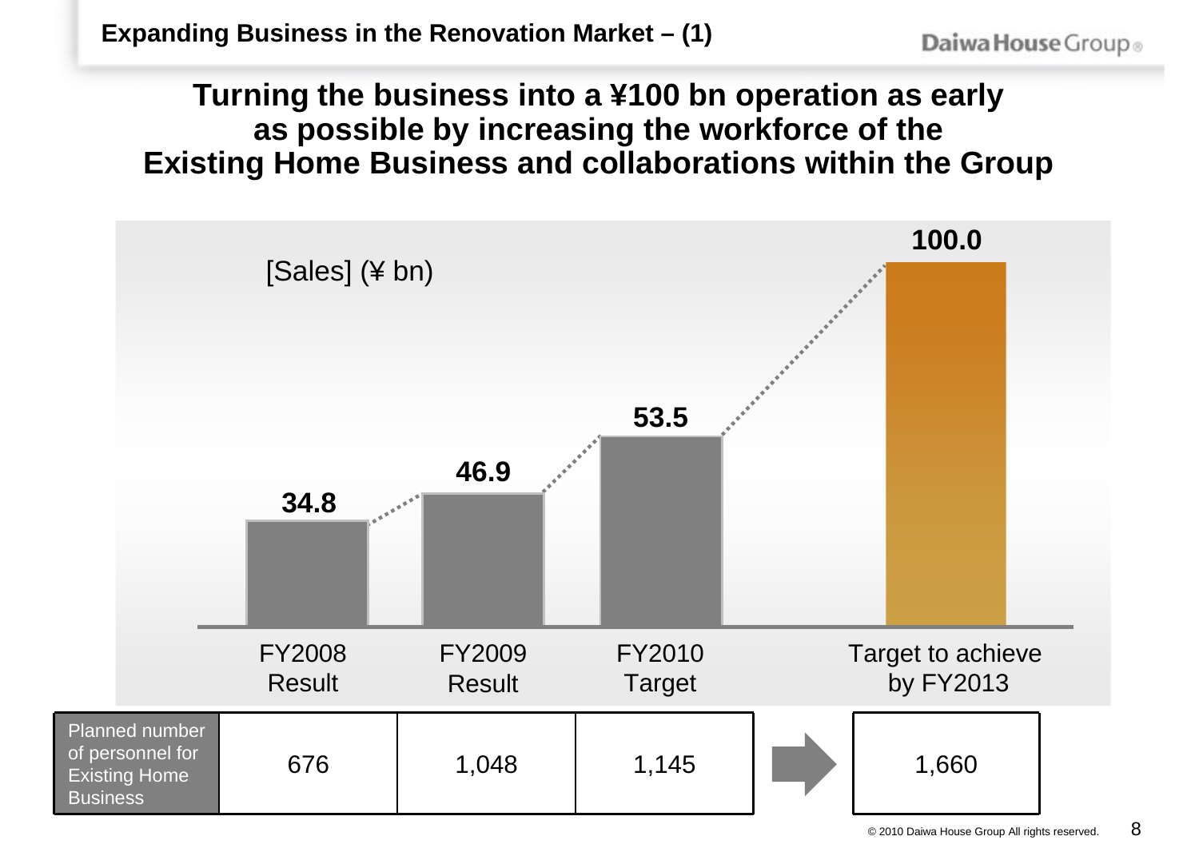## Expanding Business in the Renovation Market – (1)

# Turning the business into a ¥100 bn operation as early as possible by increasing the workforce of the Existing Home Business and collaborations within the Group

[Sales] (¥ bn)

| | FY2008 Result | FY2009 Result | FY2010 Target | Target to achieve by FY2013 |
|---|---|---|---|---|
| Sales (¥ bn) | 34.8 | 46.9 | 53.5 | 100.0 |
| Planned number of personnel for Existing Home Business | 676 | 1,048 | 1,145 | 1,660 |

© 2010 Daiwa House Group All rights reserved.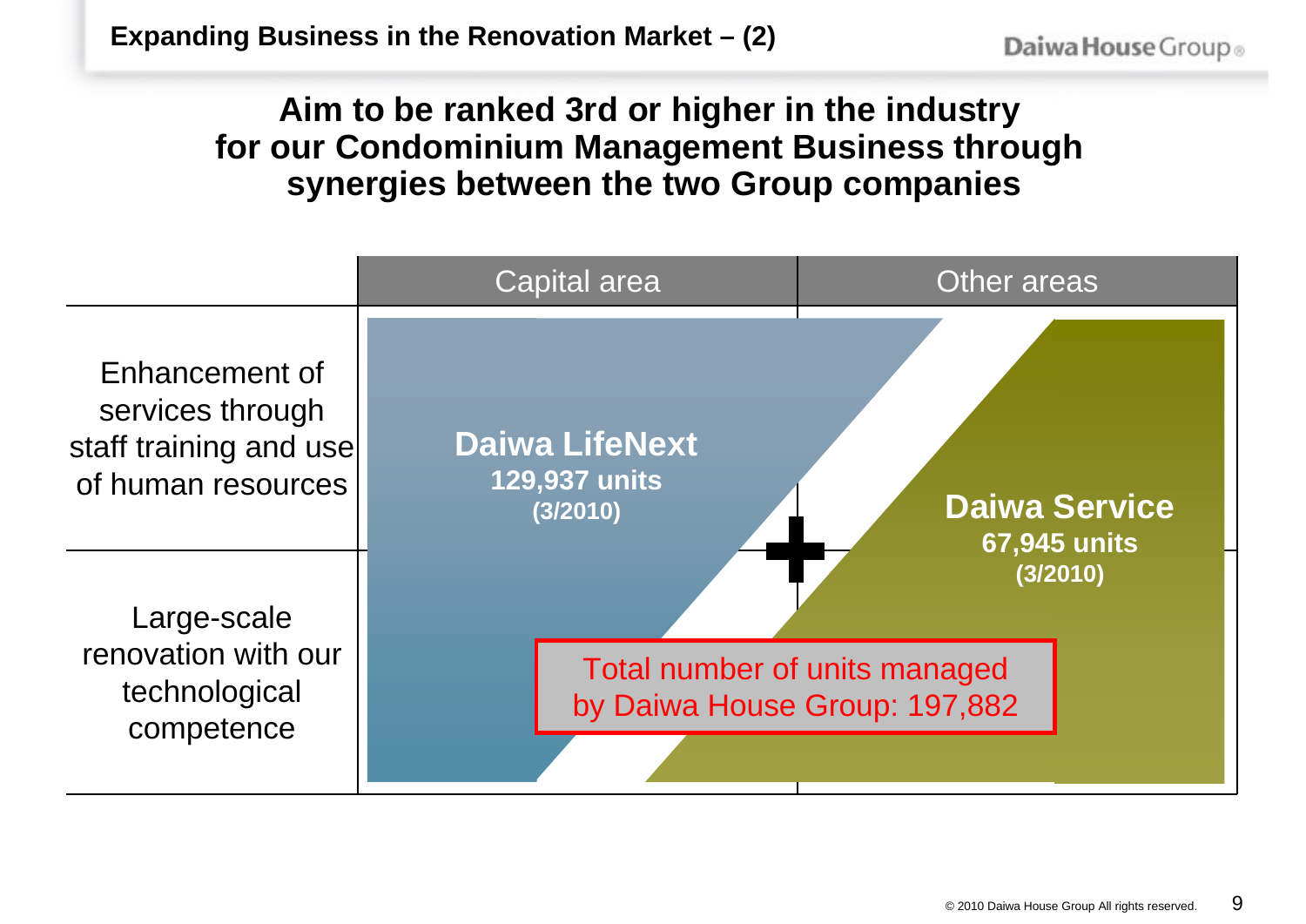# Expanding Business in the Renovation Market – (2)

## Aim to be ranked 3rd or higher in the industry for our Condominium Management Business through synergies between the two Group companies

| | Capital area | Other areas |
|---|---|---|
| Enhancement of services through staff training and use of human resources | **Daiwa LifeNext** 129,937 units (3/2010) | **Daiwa Service** 67,945 units (3/2010) |
| Large-scale renovation with our technological competence | | |

Total number of units managed by Daiwa House Group: 197,882

© 2010 Daiwa House Group All rights reserved.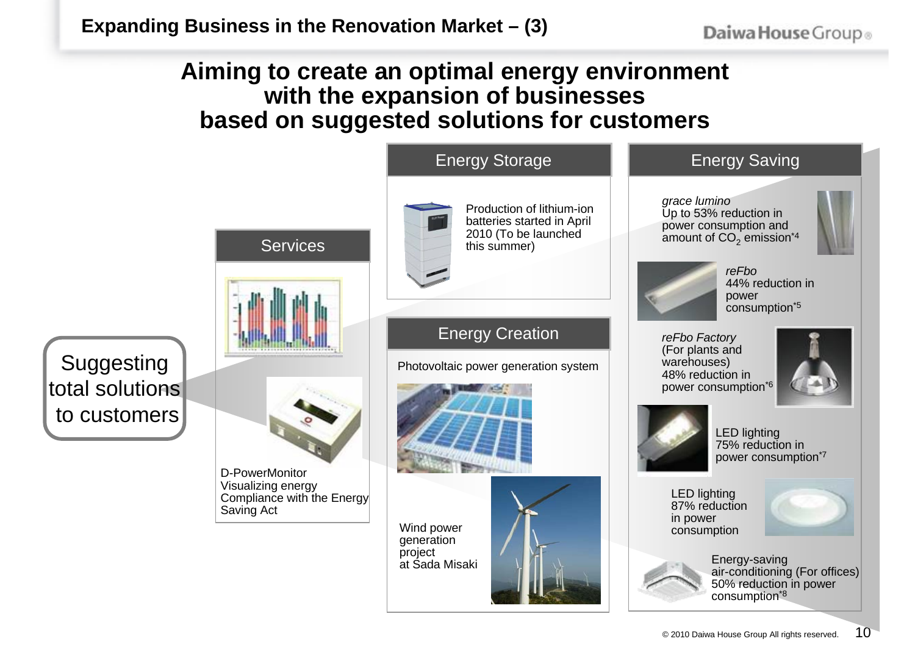# Expanding Business in the Renovation Market – (3)

## Aiming to create an optimal energy environment with the expansion of businesses based on suggested solutions for customers

Suggesting total solutions to customers

### Services

D-PowerMonitor
Visualizing energy
Compliance with the Energy Saving Act

### Energy Storage

Production of lithium-ion batteries started in April 2010 (To be launched this summer)

### Energy Creation

Photovoltaic power generation system

Wind power generation project at Sada Misaki

### Energy Saving

*grace lumino*
Up to 53% reduction in power consumption and amount of $CO_2$ emission[*4]

*reFbo*
44% reduction in power consumption[*5]

*reFbo Factory*
(For plants and warehouses)
48% reduction in power consumption[*6]

LED lighting
75% reduction in power consumption[*7]

LED lighting
87% reduction in power consumption

Energy-saving air-conditioning (For offices)
50% reduction in power consumption[*8]

© 2010 Daiwa House Group All rights reserved.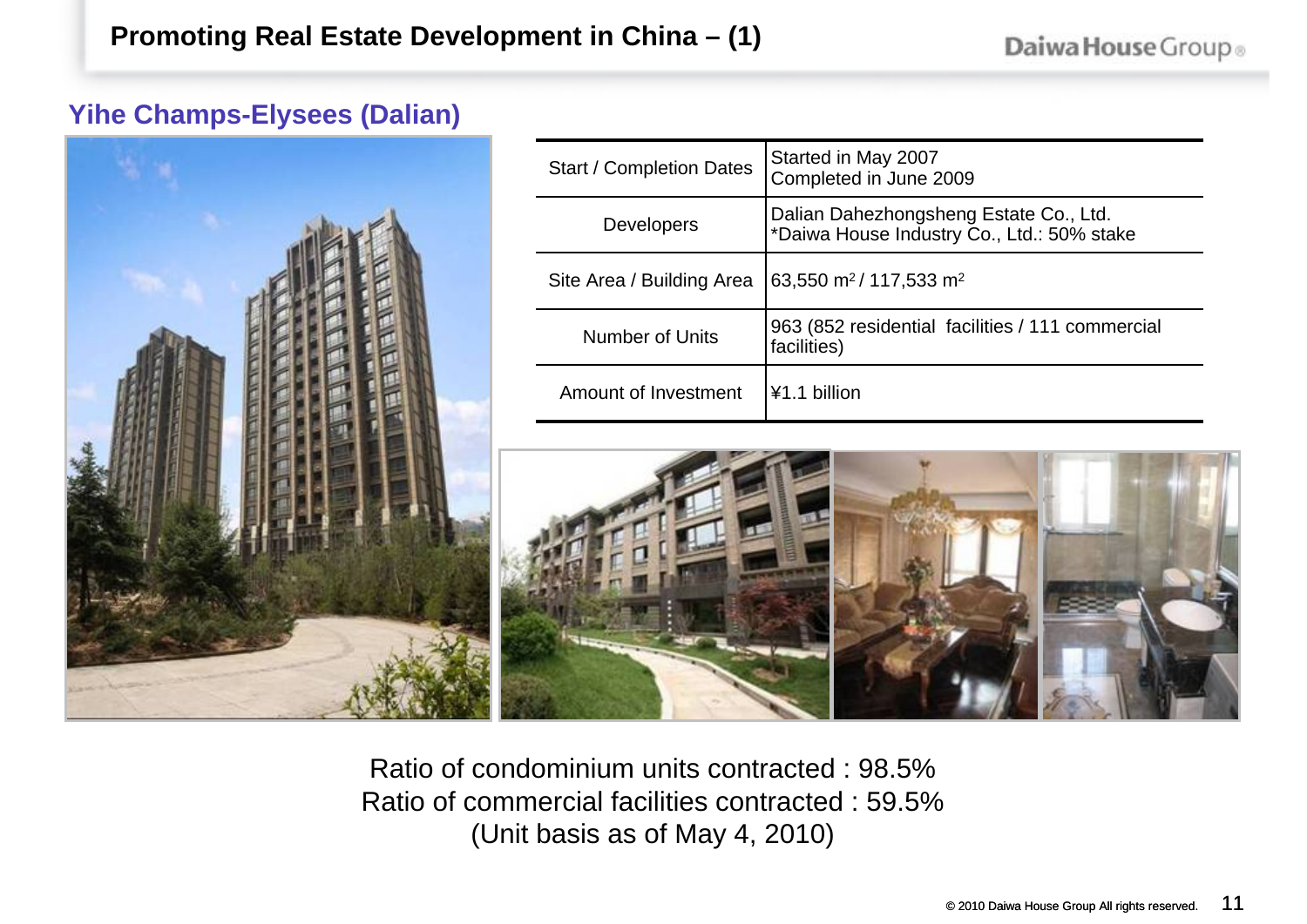# Promoting Real Estate Development in China – (1)

## Yihe Champs-Elysees (Dalian)

| | |
|---|---|
| Start / Completion Dates | Started in May 2007<br>Completed in June 2009 |
| Developers | Dalian Dahezhongsheng Estate Co., Ltd.<br>*Daiwa House Industry Co., Ltd.: 50% stake |
| Site Area / Building Area | 63,550 $m^2$ / 117,533 $m^2$ |
| Number of Units | 963 (852 residential facilities / 111 commercial facilities) |
| Amount of Investment | ¥1.1 billion |

Ratio of condominium units contracted : 98.5%
Ratio of commercial facilities contracted : 59.5%
(Unit basis as of May 4, 2010)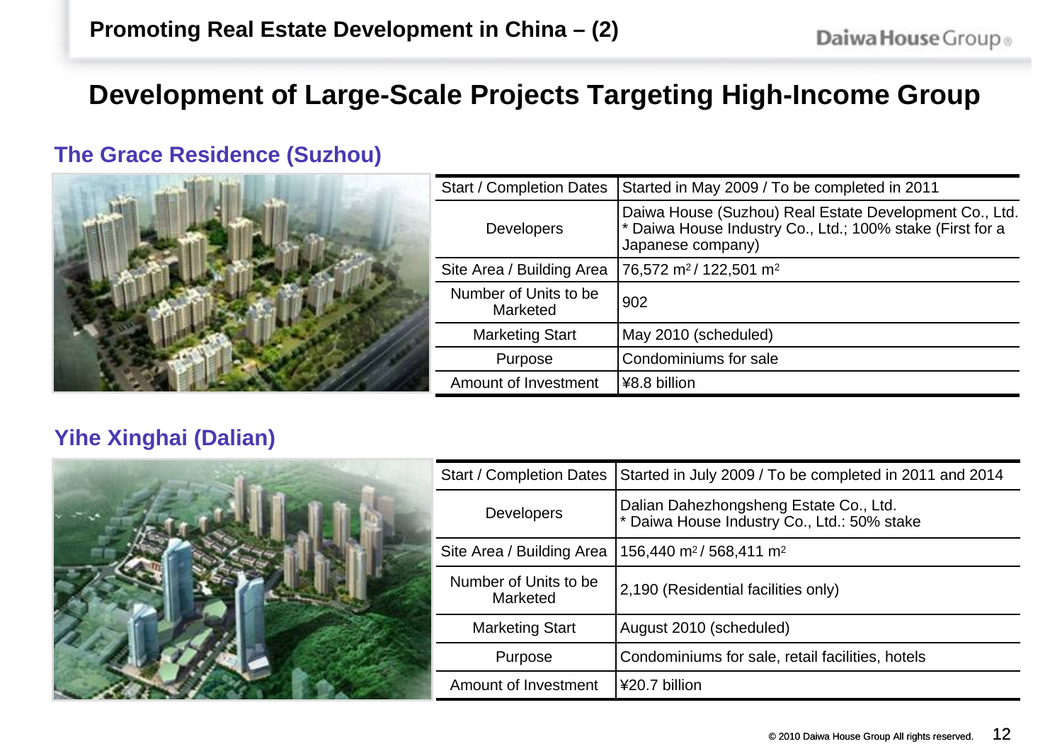# Promoting Real Estate Development in China – (2)

## Development of Large-Scale Projects Targeting High-Income Group

### The Grace Residence (Suzhou)

| | |
|---|---|
| Start / Completion Dates | Started in May 2009 / To be completed in 2011 |
| Developers | Daiwa House (Suzhou) Real Estate Development Co., Ltd.<br>* Daiwa House Industry Co., Ltd.; 100% stake (First for a Japanese company) |
| Site Area / Building Area | 76,572 $m^2$ / 122,501 $m^2$ |
| Number of Units to be Marketed | 902 |
| Marketing Start | May 2010 (scheduled) |
| Purpose | Condominiums for sale |
| Amount of Investment | ¥8.8 billion |

### Yihe Xinghai (Dalian)

| | |
|---|---|
| Start / Completion Dates | Started in July 2009 / To be completed in 2011 and 2014 |
| Developers | Dalian Dahezhongsheng Estate Co., Ltd.<br>* Daiwa House Industry Co., Ltd.: 50% stake |
| Site Area / Building Area | 156,440 $m^2$ / 568,411 $m^2$ |
| Number of Units to be Marketed | 2,190 (Residential facilities only) |
| Marketing Start | August 2010 (scheduled) |
| Purpose | Condominiums for sale, retail facilities, hotels |
| Amount of Investment | ¥20.7 billion |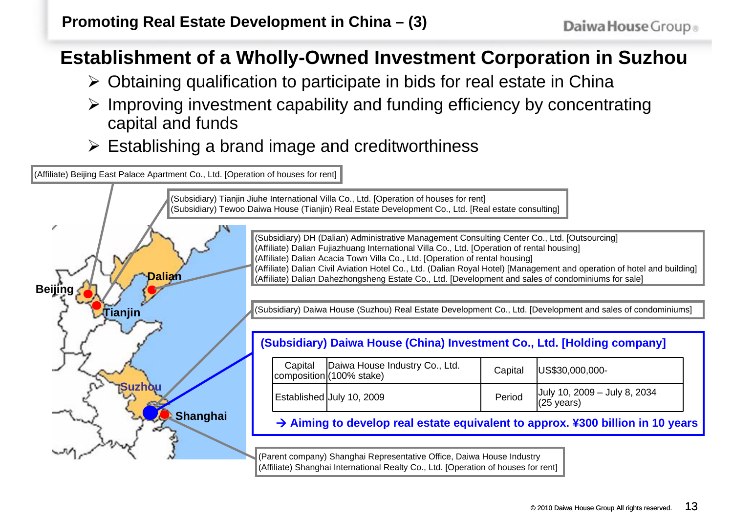# Promoting Real Estate Development in China – (3)

## Establishment of a Wholly-Owned Investment Corporation in Suzhou

- Obtaining qualification to participate in bids for real estate in China
- Improving investment capability and funding efficiency by concentrating capital and funds
- Establishing a brand image and creditworthiness

**Beijing**
(Affiliate) Beijing East Palace Apartment Co., Ltd. [Operation of houses for rent]

**Tianjin**
(Subsidiary) Tianjin Jiuhe International Villa Co., Ltd. [Operation of houses for rent]
(Subsidiary) Tewoo Daiwa House (Tianjin) Real Estate Development Co., Ltd. [Real estate consulting]

**Dalian**
(Subsidiary) DH (Dalian) Administrative Management Consulting Center Co., Ltd. [Outsourcing]
(Affiliate) Dalian Fujiazhuang International Villa Co., Ltd. [Operation of rental housing]
(Affiliate) Dalian Acacia Town Villa Co., Ltd. [Operation of rental housing]
(Affiliate) Dalian Civil Aviation Hotel Co., Ltd. (Dalian Royal Hotel) [Management and operation of hotel and building]
(Affiliate) Dalian Dahezhongsheng Estate Co., Ltd. [Development and sales of condominiums for sale]

**Suzhou**
(Subsidiary) Daiwa House (Suzhou) Real Estate Development Co., Ltd. [Development and sales of condominiums]

**(Subsidiary) Daiwa House (China) Investment Co., Ltd. [Holding company]**

| Capital composition | Daiwa House Industry Co., Ltd. (100% stake) | Capital | US$30,000,000- |
|---|---|---|---|
| Established | July 10, 2009 | Period | July 10, 2009 – July 8, 2034 (25 years) |

**→ Aiming to develop real estate equivalent to approx. ¥300 billion in 10 years**

**Shanghai**
(Parent company) Shanghai Representative Office, Daiwa House Industry
(Affiliate) Shanghai International Realty Co., Ltd. [Operation of houses for rent]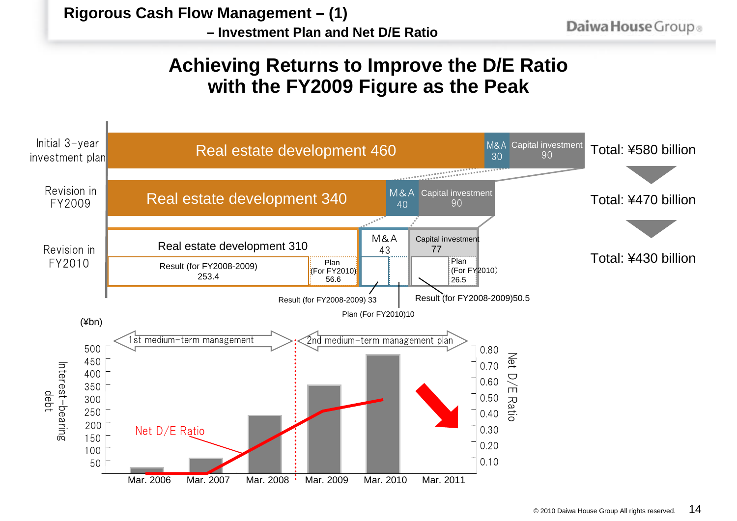# Rigorous Cash Flow Management – (1)

## – Investment Plan and Net D/E Ratio

## Achieving Returns to Improve the D/E Ratio with the FY2009 Figure as the Peak

| | Real estate development | M&A | Capital investment | Total |
|---|---|---|---|---|
| Initial 3-year investment plan | 460 | 30 | 90 | ¥580 billion |
| Revision in FY2009 | 340 | 40 | 90 | ¥470 billion |
| Revision in FY2010 | 310 | 43 | 77 | ¥430 billion |

Revision in FY2010 breakdown:

- Real estate development 310: Result (for FY2008-2009) 253.4; Plan (For FY2010) 56.6
- M&A 43: Result (for FY2008-2009) 33; Plan (For FY2010) 10
- Capital investment 77: Result (for FY2008-2009) 50.5; Plan (For FY2010) 26.5

(¥bn)

1st medium-term management | 2nd medium-term management plan

Interest-bearing debt (bars, left axis 50–500); Net D/E Ratio (line, right axis 0.10–0.80)

Mar. 2006 | Mar. 2007 | Mar. 2008 | Mar. 2009 | Mar. 2010 | Mar. 2011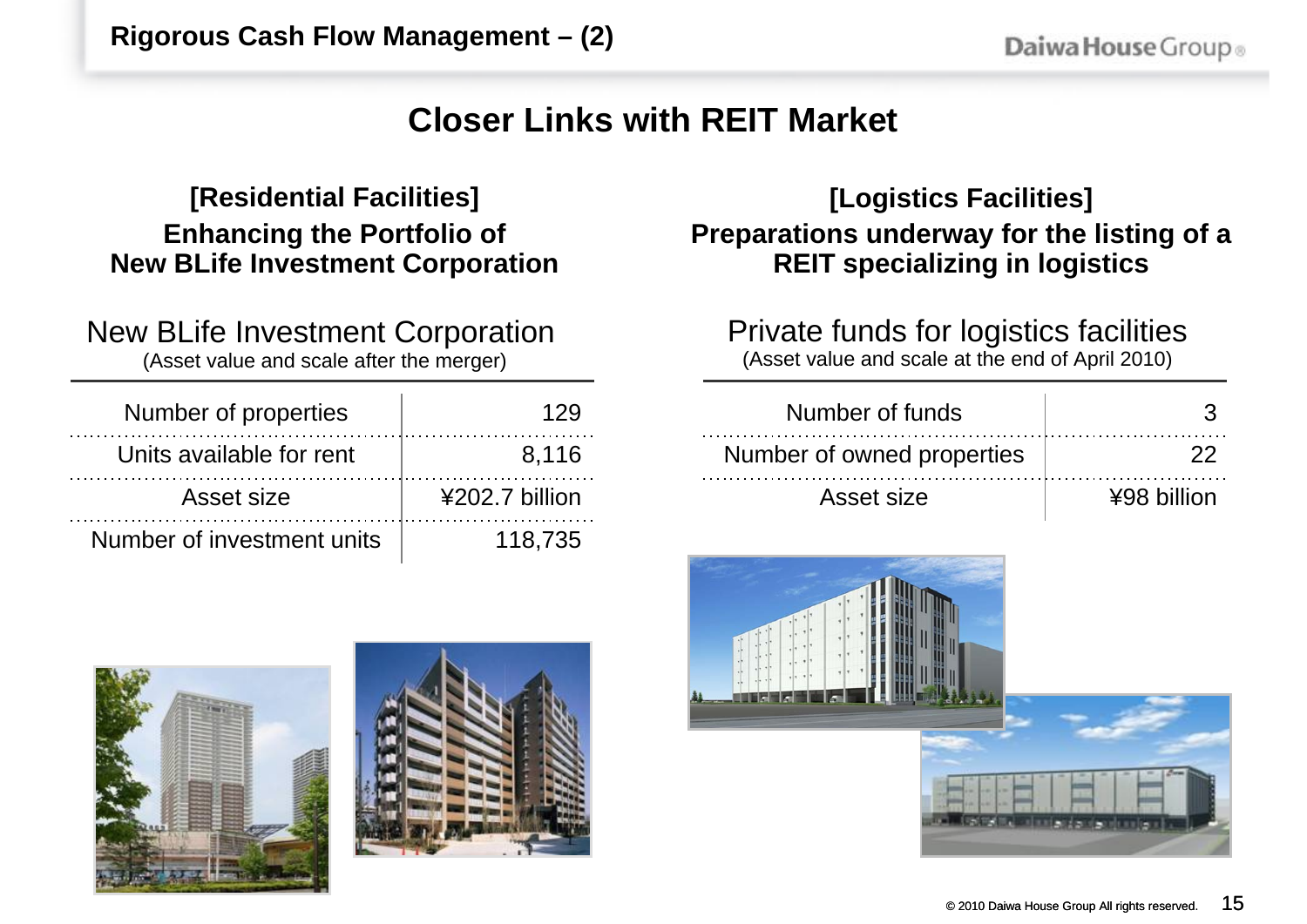## Rigorous Cash Flow Management – (2)

# Closer Links with REIT Market

### [Residential Facilities]

**Enhancing the Portfolio of New BLife Investment Corporation**

New BLife Investment Corporation
(Asset value and scale after the merger)

| | |
|---|---|
| Number of properties | 129 |
| Units available for rent | 8,116 |
| Asset size | ¥202.7 billion |
| Number of investment units | 118,735 |

### [Logistics Facilities]

**Preparations underway for the listing of a REIT specializing in logistics**

Private funds for logistics facilities
(Asset value and scale at the end of April 2010)

| | |
|---|---|
| Number of funds | 3 |
| Number of owned properties | 22 |
| Asset size | ¥98 billion |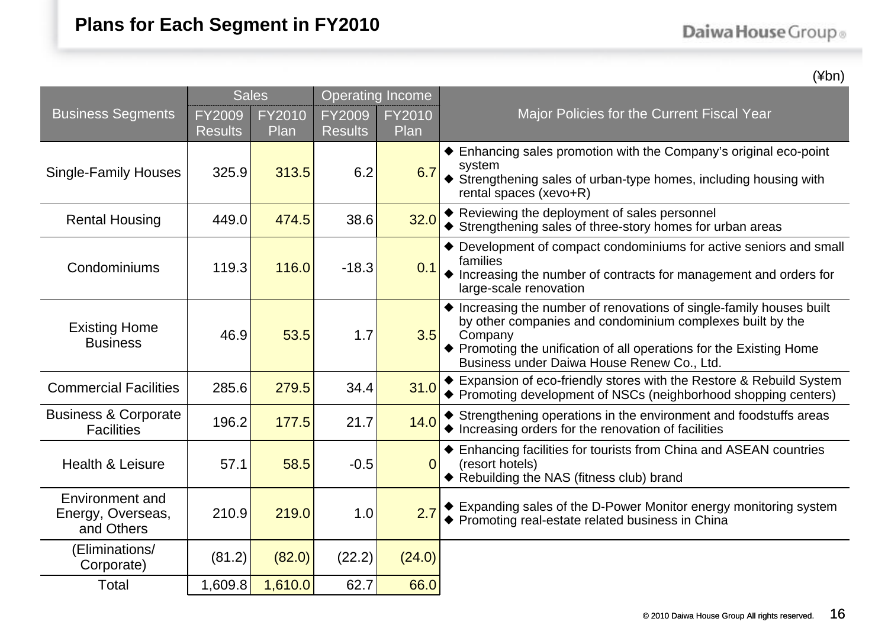# Plans for Each Segment in FY2010

(¥bn)

| Business Segments | Sales | | Operating Income | | Major Policies for the Current Fiscal Year |
|---|---|---|---|---|---|
| | FY2009 Results | FY2010 Plan | FY2009 Results | FY2010 Plan | |
| Single-Family Houses | 325.9 | 313.5 | 6.2 | 6.7 | ◆ Enhancing sales promotion with the Company's original eco-point system<br>◆ Strengthening sales of urban-type homes, including housing with rental spaces (xevo+R) |
| Rental Housing | 449.0 | 474.5 | 38.6 | 32.0 | ◆ Reviewing the deployment of sales personnel<br>◆ Strengthening sales of three-story homes for urban areas |
| Condominiums | 119.3 | 116.0 | -18.3 | 0.1 | ◆ Development of compact condominiums for active seniors and small families<br>◆ Increasing the number of contracts for management and orders for large-scale renovation |
| Existing Home Business | 46.9 | 53.5 | 1.7 | 3.5 | ◆ Increasing the number of renovations of single-family houses built by other companies and condominium complexes built by the Company<br>◆ Promoting the unification of all operations for the Existing Home Business under Daiwa House Renew Co., Ltd. |
| Commercial Facilities | 285.6 | 279.5 | 34.4 | 31.0 | ◆ Expansion of eco-friendly stores with the Restore & Rebuild System<br>◆ Promoting development of NSCs (neighborhood shopping centers) |
| Business & Corporate Facilities | 196.2 | 177.5 | 21.7 | 14.0 | ◆ Strengthening operations in the environment and foodstuffs areas<br>◆ Increasing orders for the renovation of facilities |
| Health & Leisure | 57.1 | 58.5 | -0.5 | 0 | ◆ Enhancing facilities for tourists from China and ASEAN countries (resort hotels)<br>◆ Rebuilding the NAS (fitness club) brand |
| Environment and Energy, Overseas, and Others | 210.9 | 219.0 | 1.0 | 2.7 | ◆ Expanding sales of the D-Power Monitor energy monitoring system<br>◆ Promoting real-estate related business in China |
| (Eliminations/ Corporate) | (81.2) | (82.0) | (22.2) | (24.0) | |
| Total | 1,609.8 | 1,610.0 | 62.7 | 66.0 | |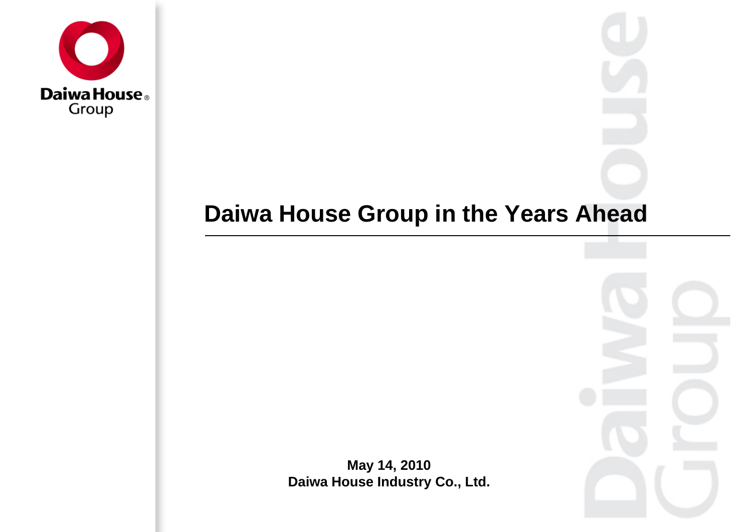# Daiwa House Group in the Years Ahead

**May 14, 2010**
**Daiwa House Industry Co., Ltd.**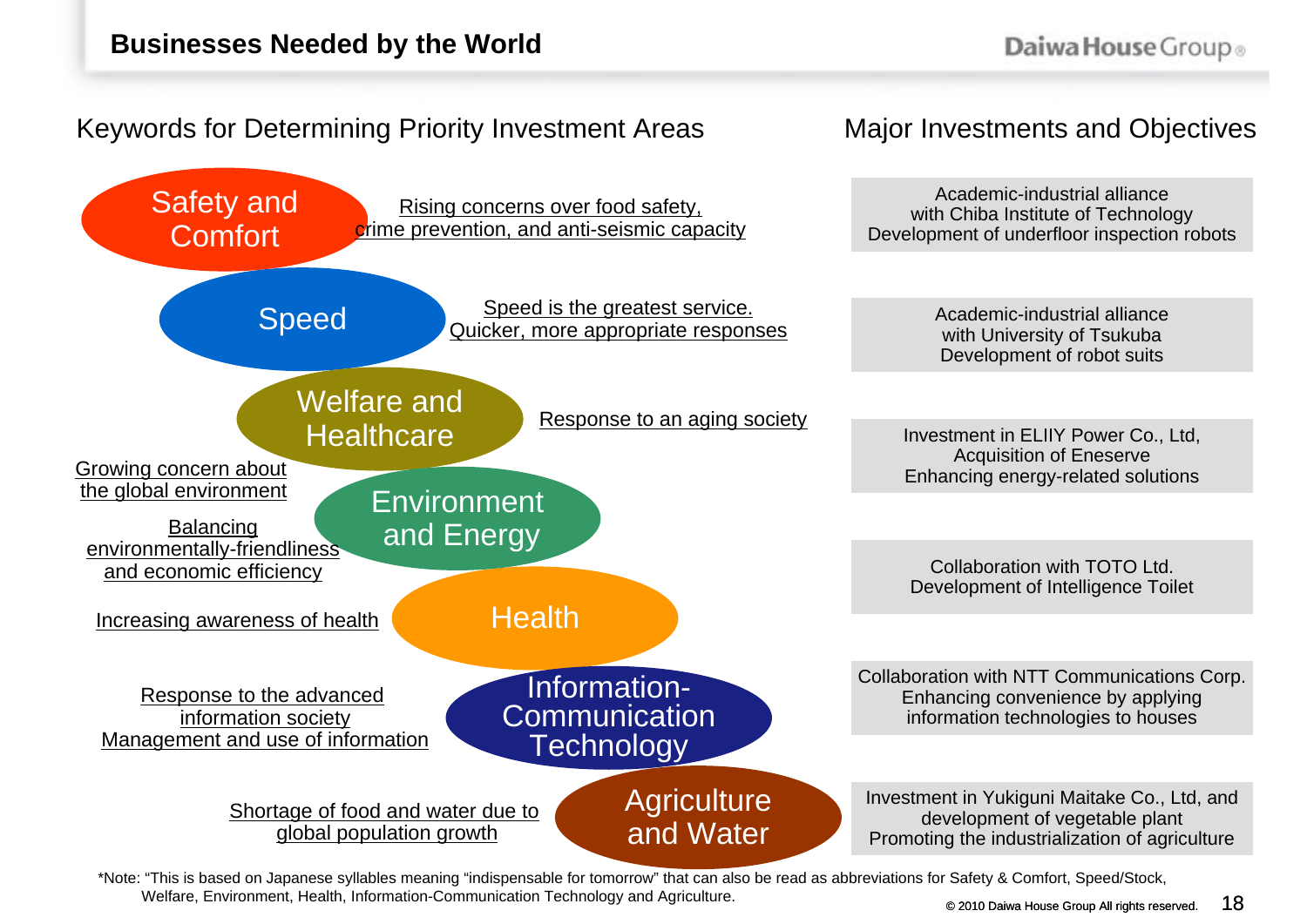# Businesses Needed by the World

## Keywords for Determining Priority Investment Areas

| Keyword | Background | Major Investments and Objectives |
|---|---|---|
| Safety and Comfort | Rising concerns over food safety, crime prevention, and anti-seismic capacity | Academic-industrial alliance with Chiba Institute of Technology Development of underfloor inspection robots |
| Speed | Speed is the greatest service. Quicker, more appropriate responses | Academic-industrial alliance with University of Tsukuba Development of robot suits |
| Welfare and Healthcare | Response to an aging society | Investment in ELIIY Power Co., Ltd, Acquisition of Eneserve Enhancing energy-related solutions |
| Environment and Energy | Growing concern about the global environment; Balancing environmentally-friendliness and economic efficiency | Collaboration with TOTO Ltd. Development of Intelligence Toilet |
| Health | Increasing awareness of health | Collaboration with NTT Communications Corp. Enhancing convenience by applying information technologies to houses |
| Information-Communication Technology | Response to the advanced information society; Management and use of information | Investment in Yukiguni Maitake Co., Ltd, and development of vegetable plant Promoting the industrialization of agriculture |
| Agriculture and Water | Shortage of food and water due to global population growth | |

*Note: "This is based on Japanese syllables meaning "indispensable for tomorrow" that can also be read as abbreviations for Safety & Comfort, Speed/Stock, Welfare, Environment, Health, Information-Communication Technology and Agriculture.

© 2010 Daiwa House Group All rights reserved.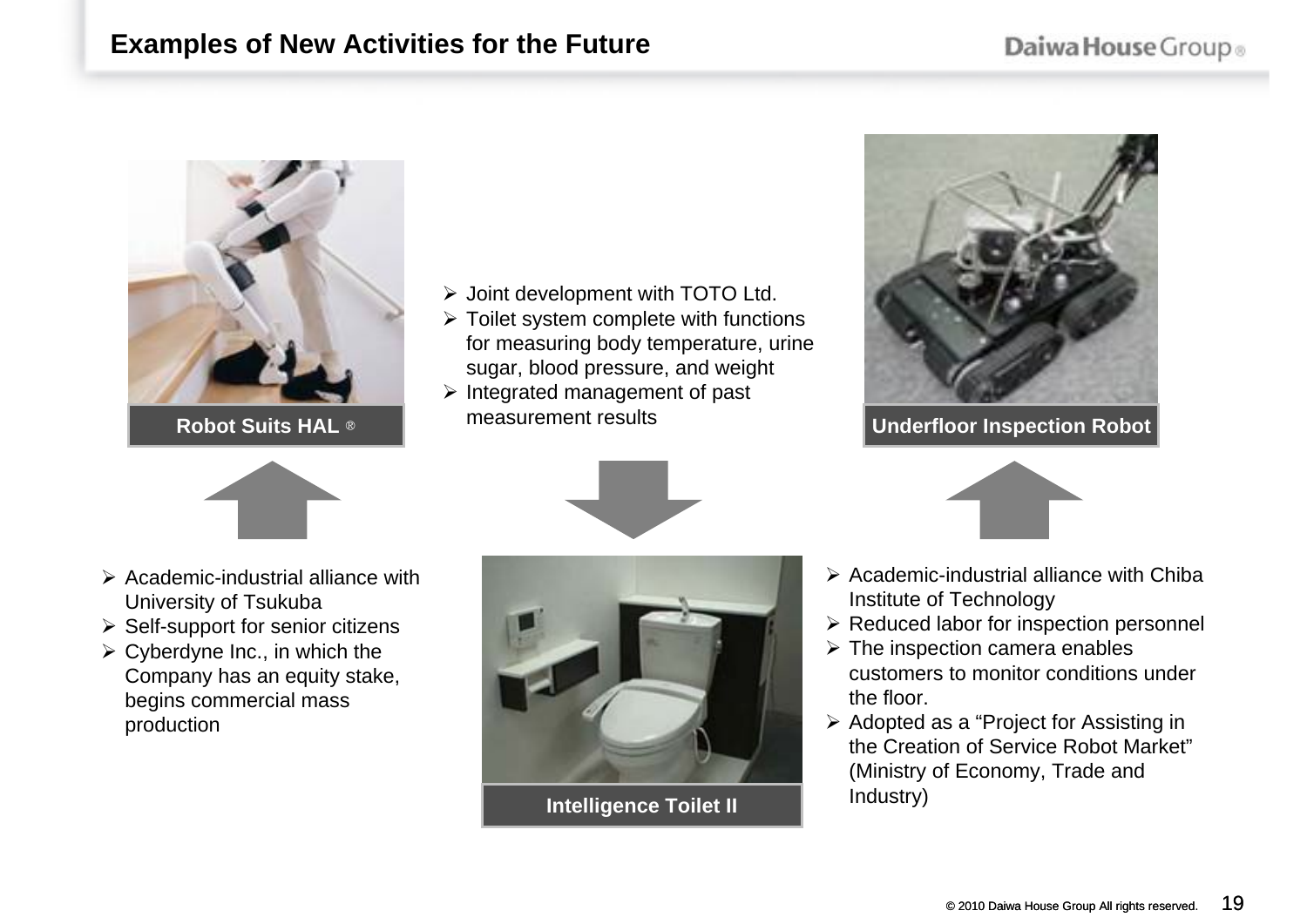# Examples of New Activities for the Future

**Robot Suits HAL ®**

- Academic-industrial alliance with University of Tsukuba
- Self-support for senior citizens
- Cyberdyne Inc., in which the Company has an equity stake, begins commercial mass production

**Intelligence Toilet II**

- Joint development with TOTO Ltd.
- Toilet system complete with functions for measuring body temperature, urine sugar, blood pressure, and weight
- Integrated management of past measurement results

**Underfloor Inspection Robot**

- Academic-industrial alliance with Chiba Institute of Technology
- Reduced labor for inspection personnel
- The inspection camera enables customers to monitor conditions under the floor.
- Adopted as a "Project for Assisting in the Creation of Service Robot Market" (Ministry of Economy, Trade and Industry)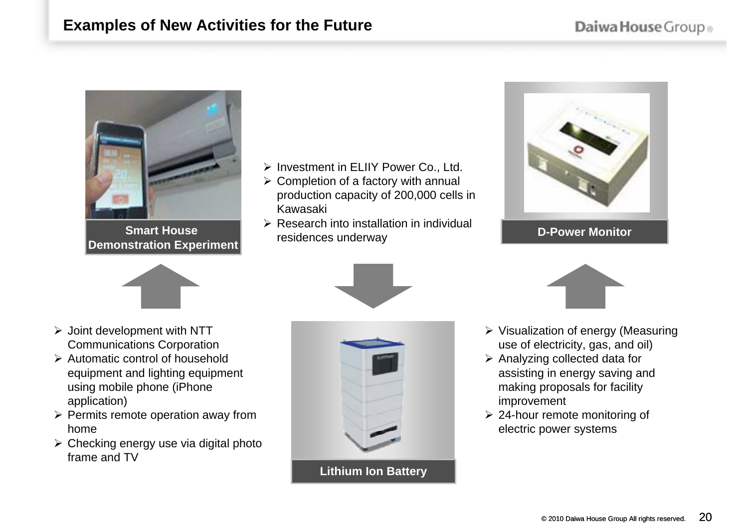# Examples of New Activities for the Future

**Smart House Demonstration Experiment**

- Joint development with NTT Communications Corporation
- Automatic control of household equipment and lighting equipment using mobile phone (iPhone application)
- Permits remote operation away from home
- Checking energy use via digital photo frame and TV

**Lithium Ion Battery**

- Investment in ELIIY Power Co., Ltd.
- Completion of a factory with annual production capacity of 200,000 cells in Kawasaki
- Research into installation in individual residences underway

**D-Power Monitor**

- Visualization of energy (Measuring use of electricity, gas, and oil)
- Analyzing collected data for assisting in energy saving and making proposals for facility improvement
- 24-hour remote monitoring of electric power systems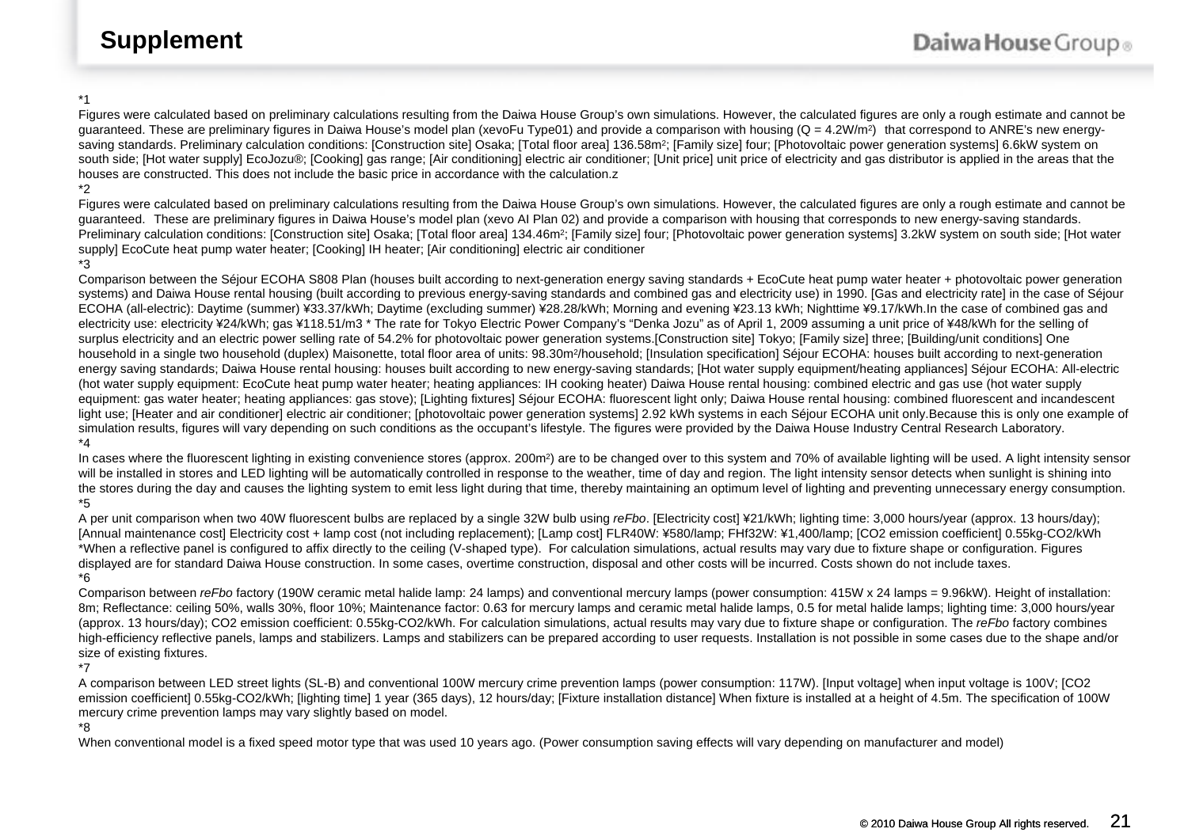# Supplement

*1

Figures were calculated based on preliminary calculations resulting from the Daiwa House Group's own simulations. However, the calculated figures are only a rough estimate and cannot be guaranteed. These are preliminary figures in Daiwa House's model plan (xevoFu Type01) and provide a comparison with housing (Q = 4.2W/m²) that correspond to ANRE's new energy-saving standards. Preliminary calculation conditions: [Construction site] Osaka; [Total floor area] 136.58m²; [Family size] four; [Photovoltaic power generation systems] 6.6kW system on south side; [Hot water supply] EcoJozu®; [Cooking] gas range; [Air conditioning] electric air conditioner; [Unit price] unit price of electricity and gas distributor is applied in the areas that the houses are constructed. This does not include the basic price in accordance with the calculation.z

*2

Figures were calculated based on preliminary calculations resulting from the Daiwa House Group's own simulations. However, the calculated figures are only a rough estimate and cannot be guaranteed. These are preliminary figures in Daiwa House's model plan (xevo AI Plan 02) and provide a comparison with housing that corresponds to new energy-saving standards. Preliminary calculation conditions: [Construction site] Osaka; [Total floor area] 134.46m²; [Family size] four; [Photovoltaic power generation systems] 3.2kW system on south side; [Hot water supply] EcoCute heat pump water heater; [Cooking] IH heater; [Air conditioning] electric air conditioner

*3

Comparison between the Séjour ECOHA S808 Plan (houses built according to next-generation energy saving standards + EcoCute heat pump water heater + photovoltaic power generation systems) and Daiwa House rental housing (built according to previous energy-saving standards and combined gas and electricity use) in 1990. [Gas and electricity rate] in the case of Séjour ECOHA (all-electric): Daytime (summer) ¥33.37/kWh; Daytime (excluding summer) ¥28.28/kWh; Morning and evening ¥23.13 kWh; Nighttime ¥9.17/kWh.In the case of combined gas and electricity use: electricity ¥24/kWh; gas ¥118.51/m3 * The rate for Tokyo Electric Power Company's "Denka Jozu" as of April 1, 2009 assuming a unit price of ¥48/kWh for the selling of surplus electricity and an electric power selling rate of 54.2% for photovoltaic power generation systems.[Construction site] Tokyo; [Family size] three; [Building/unit conditions] One household in a single two household (duplex) Maisonette, total floor area of units: 98.30m²/household; [Insulation specification] Séjour ECOHA: houses built according to next-generation energy saving standards; Daiwa House rental housing: houses built according to new energy-saving standards; [Hot water supply equipment/heating appliances] Séjour ECOHA: All-electric (hot water supply equipment: EcoCute heat pump water heater; heating appliances: IH cooking heater) Daiwa House rental housing: combined electric and gas use (hot water supply equipment: gas water heater; heating appliances: gas stove); [Lighting fixtures] Séjour ECOHA: fluorescent light only; Daiwa House rental housing: combined fluorescent and incandescent light use; [Heater and air conditioner] electric air conditioner; [photovoltaic power generation systems] 2.92 kWh systems in each Séjour ECOHA unit only.Because this is only one example of simulation results, figures will vary depending on such conditions as the occupant's lifestyle. The figures were provided by the Daiwa House Industry Central Research Laboratory.

*4

In cases where the fluorescent lighting in existing convenience stores (approx. 200m²) are to be changed over to this system and 70% of available lighting will be used. A light intensity sensor will be installed in stores and LED lighting will be automatically controlled in response to the weather, time of day and region. The light intensity sensor detects when sunlight is shining into the stores during the day and causes the lighting system to emit less light during that time, thereby maintaining an optimum level of lighting and preventing unnecessary energy consumption.

*5

A per unit comparison when two 40W fluorescent bulbs are replaced by a single 32W bulb using *reFbo*. [Electricity cost] ¥21/kWh; lighting time: 3,000 hours/year (approx. 13 hours/day); [Annual maintenance cost] Electricity cost + lamp cost (not including replacement); [Lamp cost] FLR40W: ¥580/lamp; FHf32W: ¥1,400/lamp; [CO2 emission coefficient] 0.55kg-CO2/kWh
*When a reflective panel is configured to affix directly to the ceiling (V-shaped type). For calculation simulations, actual results may vary due to fixture shape or configuration. Figures displayed are for standard Daiwa House construction. In some cases, overtime construction, disposal and other costs will be incurred. Costs shown do not include taxes.

*6

Comparison between *reFbo* factory (190W ceramic metal halide lamp: 24 lamps) and conventional mercury lamps (power consumption: 415W x 24 lamps = 9.96kW). Height of installation: 8m; Reflectance: ceiling 50%, walls 30%, floor 10%; Maintenance factor: 0.63 for mercury lamps and ceramic metal halide lamps, 0.5 for metal halide lamps; lighting time: 3,000 hours/year (approx. 13 hours/day); CO2 emission coefficient: 0.55kg-CO2/kWh. For calculation simulations, actual results may vary due to fixture shape or configuration. The *reFbo* factory combines high-efficiency reflective panels, lamps and stabilizers. Lamps and stabilizers can be prepared according to user requests. Installation is not possible in some cases due to the shape and/or size of existing fixtures.

*7

A comparison between LED street lights (SL-B) and conventional 100W mercury crime prevention lamps (power consumption: 117W). [Input voltage] when input voltage is 100V; [CO2 emission coefficient] 0.55kg-CO2/kWh; [lighting time] 1 year (365 days), 12 hours/day; [Fixture installation distance] When fixture is installed at a height of 4.5m. The specification of 100W mercury crime prevention lamps may vary slightly based on model.

*8

When conventional model is a fixed speed motor type that was used 10 years ago. (Power consumption saving effects will vary depending on manufacturer and model)